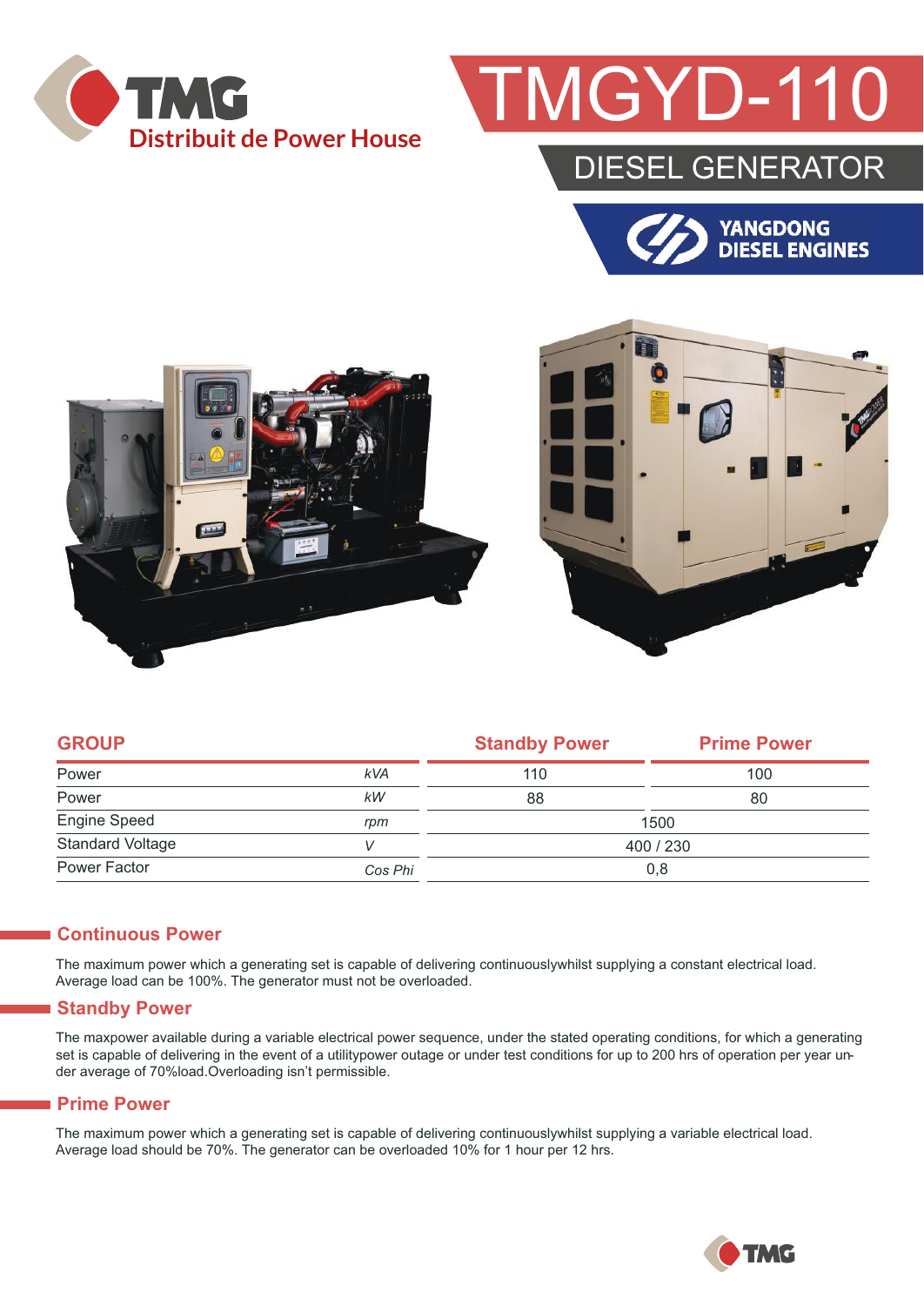TMG
Distribuit de Power House

# TMGYD-110

## DIESEL GENERATOR

YANGDONG DIESEL ENGINES

| GROUP | | Standby Power | Prime Power |
|---|---|---|---|
| Power | *kVA* | 110 | 100 |
| Power | *kW* | 88 | 80 |
| Engine Speed | *rpm* | 1500 | |
| Standard Voltage | *V* | 400 / 230 | |
| Power Factor | *Cos Phi* | 0,8 | |

## Continuous Power

The maximum power which a generating set is capable of delivering continuouslywhilst supplying a constant electrical load. Average load can be 100%. The generator must not be overloaded.

## Standby Power

The maxpower available during a variable electrical power sequence, under the stated operating conditions, for which a generating set is capable of delivering in the event of a utilitypower outage or under test conditions for up to 200 hrs of operation per year under average of 70%load.Overloading isn't permissible.

## Prime Power

The maximum power which a generating set is capable of delivering continuouslywhilst supplying a variable electrical load. Average load should be 70%. The generator can be overloaded 10% for 1 hour per 12 hrs.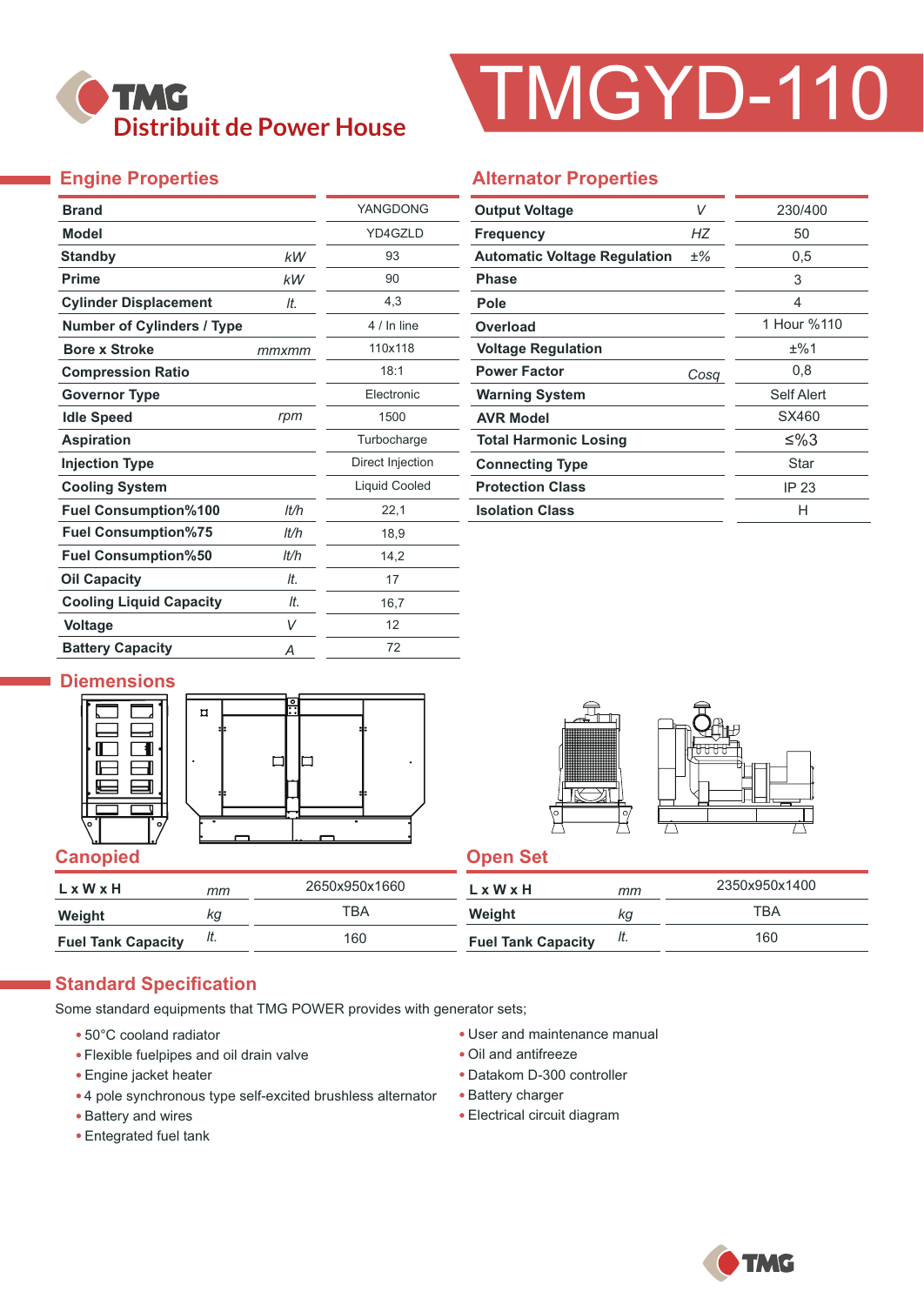TMG
Distribuit de Power House

# TMGYD-110

## Engine Properties

| Property | Unit | Value |
|---|---|---|
| Brand | | YANGDONG |
| Model | | YD4GZLD |
| Standby | kW | 93 |
| Prime | kW | 90 |
| Cylinder Displacement | lt. | 4,3 |
| Number of Cylinders / Type | | 4 / In line |
| Bore x Stroke | mmxmm | 110x118 |
| Compression Ratio | | 18:1 |
| Governor Type | | Electronic |
| Idle Speed | rpm | 1500 |
| Aspiration | | Turbocharge |
| Injection Type | | Direct Injection |
| Cooling System | | Liquid Cooled |
| Fuel Consumption%100 | lt/h | 22,1 |
| Fuel Consumption%75 | lt/h | 18,9 |
| Fuel Consumption%50 | lt/h | 14,2 |
| Oil Capacity | lt. | 17 |
| Cooling Liquid Capacity | lt. | 16,7 |
| Voltage | V | 12 |
| Battery Capacity | A | 72 |

## Alternator Properties

| Property | Unit | Value |
|---|---|---|
| Output Voltage | V | 230/400 |
| Frequency | HZ | 50 |
| Automatic Voltage Regulation | ±% | 0,5 |
| Phase | | 3 |
| Pole | | 4 |
| Overload | | 1 Hour %110 |
| Voltage Regulation | | ±%1 |
| Power Factor | Cosq | 0,8 |
| Warning System | | Self Alert |
| AVR Model | | SX460 |
| Total Harmonic Losing | | ≤%3 |
| Connecting Type | | Star |
| Protection Class | | IP 23 |
| Isolation Class | | H |

## Diemensions

### Canopied

| | Unit | Value |
|---|---|---|
| L x W x H | mm | 2650x950x1660 |
| Weight | kg | TBA |
| Fuel Tank Capacity | lt. | 160 |

### Open Set

| | Unit | Value |
|---|---|---|
| L x W x H | mm | 2350x950x1400 |
| Weight | kg | TBA |
| Fuel Tank Capacity | lt. | 160 |

## Standard Specification

Some standard equipments that TMG POWER provides with generator sets;

- 50°C cooland radiator
- Flexible fuelpipes and oil drain valve
- Engine jacket heater
- 4 pole synchronous type self-excited brushless alternator
- Battery and wires
- Entegrated fuel tank
- User and maintenance manual
- Oil and antifreeze
- Datakom D-300 controller
- Battery charger
- Electrical circuit diagram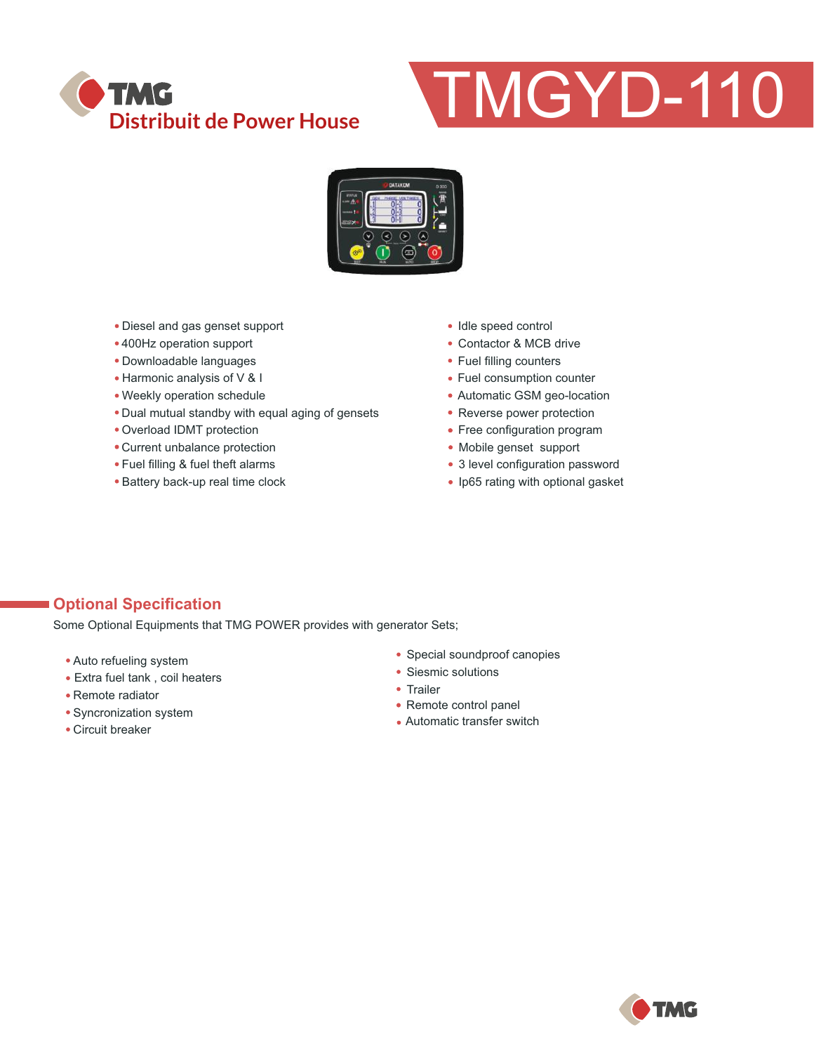# TMGYD-110

TMG
Distribuit de Power House

- Diesel and gas genset support
- 400Hz operation support
- Downloadable languages
- Harmonic analysis of V & I
- Weekly operation schedule
- Dual mutual standby with equal aging of gensets
- Overload IDMT protection
- Current unbalance protection
- Fuel filling & fuel theft alarms
- Battery back-up real time clock
- Idle speed control
- Contactor & MCB drive
- Fuel filling counters
- Fuel consumption counter
- Automatic GSM geo-location
- Reverse power protection
- Free configuration program
- Mobile genset support
- 3 level configuration password
- Ip65 rating with optional gasket

## Optional Specification

Some Optional Equipments that TMG POWER provides with generator Sets;

- Auto refueling system
- Extra fuel tank , coil heaters
- Remote radiator
- Syncronization system
- Circuit breaker
- Special soundproof canopies
- Siesmic solutions
- Trailer
- Remote control panel
- Automatic transfer switch